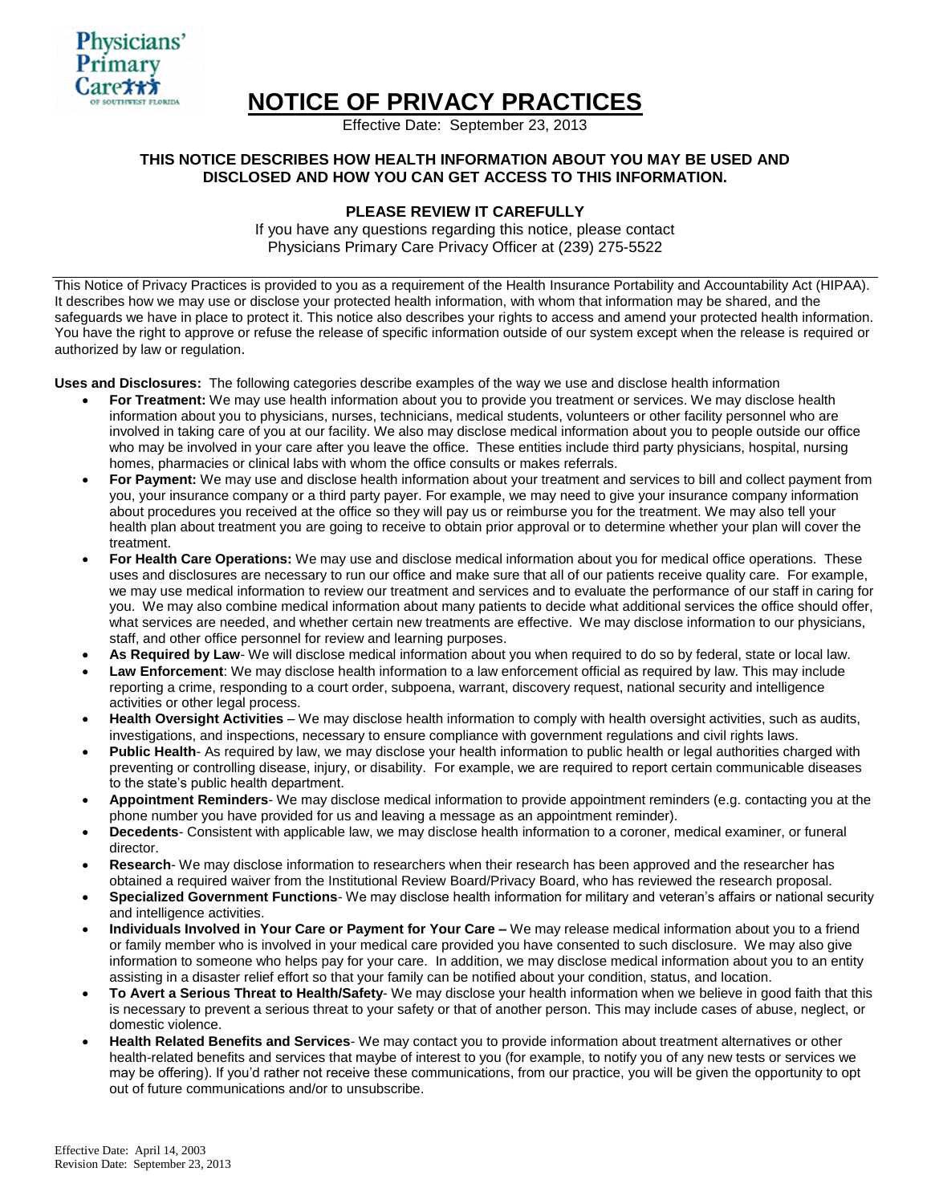Physicians' Primary Care of Southwest Florida

# NOTICE OF PRIVACY PRACTICES

Effective Date: September 23, 2013

**THIS NOTICE DESCRIBES HOW HEALTH INFORMATION ABOUT YOU MAY BE USED AND DISCLOSED AND HOW YOU CAN GET ACCESS TO THIS INFORMATION.**

**PLEASE REVIEW IT CAREFULLY**

If you have any questions regarding this notice, please contact Physicians Primary Care Privacy Officer at (239) 275-5522

---

This Notice of Privacy Practices is provided to you as a requirement of the Health Insurance Portability and Accountability Act (HIPAA). It describes how we may use or disclose your protected health information, with whom that information may be shared, and the safeguards we have in place to protect it. This notice also describes your rights to access and amend your protected health information. You have the right to approve or refuse the release of specific information outside of our system except when the release is required or authorized by law or regulation.

**Uses and Disclosures:** The following categories describe examples of the way we use and disclose health information

- **For Treatment:** We may use health information about you to provide you treatment or services. We may disclose health information about you to physicians, nurses, technicians, medical students, volunteers or other facility personnel who are involved in taking care of you at our facility. We also may disclose medical information about you to people outside our office who may be involved in your care after you leave the office. These entities include third party physicians, hospital, nursing homes, pharmacies or clinical labs with whom the office consults or makes referrals.
- **For Payment:** We may use and disclose health information about your treatment and services to bill and collect payment from you, your insurance company or a third party payer. For example, we may need to give your insurance company information about procedures you received at the office so they will pay us or reimburse you for the treatment. We may also tell your health plan about treatment you are going to receive to obtain prior approval or to determine whether your plan will cover the treatment.
- **For Health Care Operations:** We may use and disclose medical information about you for medical office operations. These uses and disclosures are necessary to run our office and make sure that all of our patients receive quality care. For example, we may use medical information to review our treatment and services and to evaluate the performance of our staff in caring for you. We may also combine medical information about many patients to decide what additional services the office should offer, what services are needed, and whether certain new treatments are effective. We may disclose information to our physicians, staff, and other office personnel for review and learning purposes.
- **As Required by Law**- We will disclose medical information about you when required to do so by federal, state or local law.
- **Law Enforcement**: We may disclose health information to a law enforcement official as required by law. This may include reporting a crime, responding to a court order, subpoena, warrant, discovery request, national security and intelligence activities or other legal process.
- **Health Oversight Activities** – We may disclose health information to comply with health oversight activities, such as audits, investigations, and inspections, necessary to ensure compliance with government regulations and civil rights laws.
- **Public Health**- As required by law, we may disclose your health information to public health or legal authorities charged with preventing or controlling disease, injury, or disability. For example, we are required to report certain communicable diseases to the state's public health department.
- **Appointment Reminders**- We may disclose medical information to provide appointment reminders (e.g. contacting you at the phone number you have provided for us and leaving a message as an appointment reminder).
- **Decedents**- Consistent with applicable law, we may disclose health information to a coroner, medical examiner, or funeral director.
- **Research**- We may disclose information to researchers when their research has been approved and the researcher has obtained a required waiver from the Institutional Review Board/Privacy Board, who has reviewed the research proposal.
- **Specialized Government Functions**- We may disclose health information for military and veteran's affairs or national security and intelligence activities.
- **Individuals Involved in Your Care or Payment for Your Care –** We may release medical information about you to a friend or family member who is involved in your medical care provided you have consented to such disclosure. We may also give information to someone who helps pay for your care. In addition, we may disclose medical information about you to an entity assisting in a disaster relief effort so that your family can be notified about your condition, status, and location.
- **To Avert a Serious Threat to Health/Safety**- We may disclose your health information when we believe in good faith that this is necessary to prevent a serious threat to your safety or that of another person. This may include cases of abuse, neglect, or domestic violence.
- **Health Related Benefits and Services**- We may contact you to provide information about treatment alternatives or other health-related benefits and services that maybe of interest to you (for example, to notify you of any new tests or services we may be offering). If you'd rather not receive these communications, from our practice, you will be given the opportunity to opt out of future communications and/or to unsubscribe.

Effective Date: April 14, 2003
Revision Date: September 23, 2013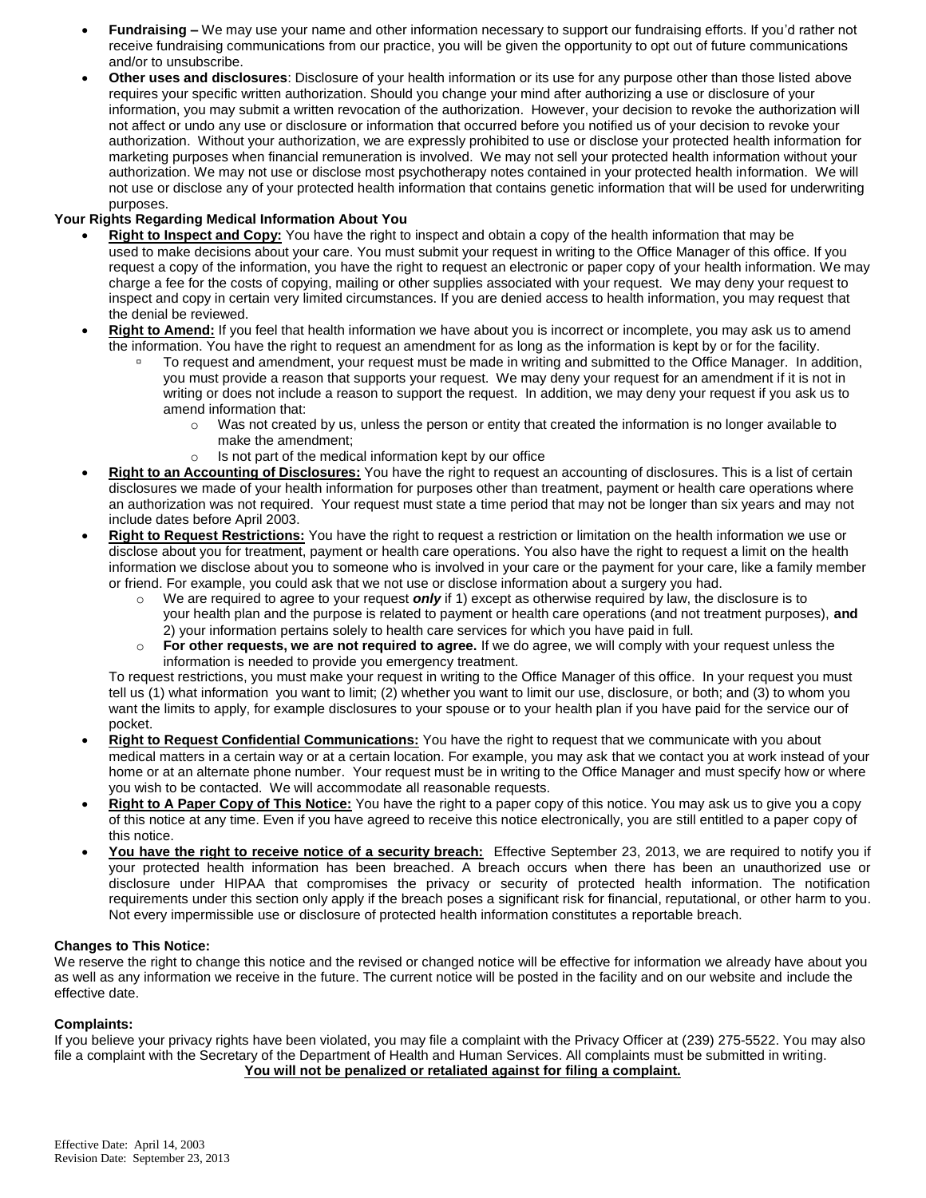- **Fundraising –** We may use your name and other information necessary to support our fundraising efforts. If you'd rather not receive fundraising communications from our practice, you will be given the opportunity to opt out of future communications and/or to unsubscribe.
- **Other uses and disclosures**: Disclosure of your health information or its use for any purpose other than those listed above requires your specific written authorization. Should you change your mind after authorizing a use or disclosure of your information, you may submit a written revocation of the authorization. However, your decision to revoke the authorization will not affect or undo any use or disclosure or information that occurred before you notified us of your decision to revoke your authorization. Without your authorization, we are expressly prohibited to use or disclose your protected health information for marketing purposes when financial remuneration is involved. We may not sell your protected health information without your authorization. We may not use or disclose most psychotherapy notes contained in your protected health information. We will not use or disclose any of your protected health information that contains genetic information that will be used for underwriting purposes.

**Your Rights Regarding Medical Information About You**

- **Right to Inspect and Copy:** You have the right to inspect and obtain a copy of the health information that may be used to make decisions about your care. You must submit your request in writing to the Office Manager of this office. If you request a copy of the information, you have the right to request an electronic or paper copy of your health information. We may charge a fee for the costs of copying, mailing or other supplies associated with your request. We may deny your request to inspect and copy in certain very limited circumstances. If you are denied access to health information, you may request that the denial be reviewed.
- **Right to Amend:** If you feel that health information we have about you is incorrect or incomplete, you may ask us to amend the information. You have the right to request an amendment for as long as the information is kept by or for the facility.
  - To request and amendment, your request must be made in writing and submitted to the Office Manager. In addition, you must provide a reason that supports your request. We may deny your request for an amendment if it is not in writing or does not include a reason to support the request. In addition, we may deny your request if you ask us to amend information that:
    - Was not created by us, unless the person or entity that created the information is no longer available to make the amendment;
    - Is not part of the medical information kept by our office
- **Right to an Accounting of Disclosures:** You have the right to request an accounting of disclosures. This is a list of certain disclosures we made of your health information for purposes other than treatment, payment or health care operations where an authorization was not required. Your request must state a time period that may not be longer than six years and may not include dates before April 2003.
- **Right to Request Restrictions:** You have the right to request a restriction or limitation on the health information we use or disclose about you for treatment, payment or health care operations. You also have the right to request a limit on the health information we disclose about you to someone who is involved in your care or the payment for your care, like a family member or friend. For example, you could ask that we not use or disclose information about a surgery you had.
  - We are required to agree to your request ***only*** if 1) except as otherwise required by law, the disclosure is to your health plan and the purpose is related to payment or health care operations (and not treatment purposes), **and** 2) your information pertains solely to health care services for which you have paid in full.
  - **For other requests, we are not required to agree.** If we do agree, we will comply with your request unless the information is needed to provide you emergency treatment.

  To request restrictions, you must make your request in writing to the Office Manager of this office. In your request you must tell us (1) what information you want to limit; (2) whether you want to limit our use, disclosure, or both; and (3) to whom you want the limits to apply, for example disclosures to your spouse or to your health plan if you have paid for the service our of pocket.
- **Right to Request Confidential Communications:** You have the right to request that we communicate with you about medical matters in a certain way or at a certain location. For example, you may ask that we contact you at work instead of your home or at an alternate phone number. Your request must be in writing to the Office Manager and must specify how or where you wish to be contacted. We will accommodate all reasonable requests.
- **Right to A Paper Copy of This Notice:** You have the right to a paper copy of this notice. You may ask us to give you a copy of this notice at any time. Even if you have agreed to receive this notice electronically, you are still entitled to a paper copy of this notice.
- **You have the right to receive notice of a security breach:** Effective September 23, 2013, we are required to notify you if your protected health information has been breached. A breach occurs when there has been an unauthorized use or disclosure under HIPAA that compromises the privacy or security of protected health information. The notification requirements under this section only apply if the breach poses a significant risk for financial, reputational, or other harm to you. Not every impermissible use or disclosure of protected health information constitutes a reportable breach.

**Changes to This Notice:**

We reserve the right to change this notice and the revised or changed notice will be effective for information we already have about you as well as any information we receive in the future. The current notice will be posted in the facility and on our website and include the effective date.

**Complaints:**

If you believe your privacy rights have been violated, you may file a complaint with the Privacy Officer at (239) 275-5522. You may also file a complaint with the Secretary of the Department of Health and Human Services. All complaints must be submitted in writing.

**You will not be penalized or retaliated against for filing a complaint.**

Effective Date: April 14, 2003
Revision Date: September 23, 2013